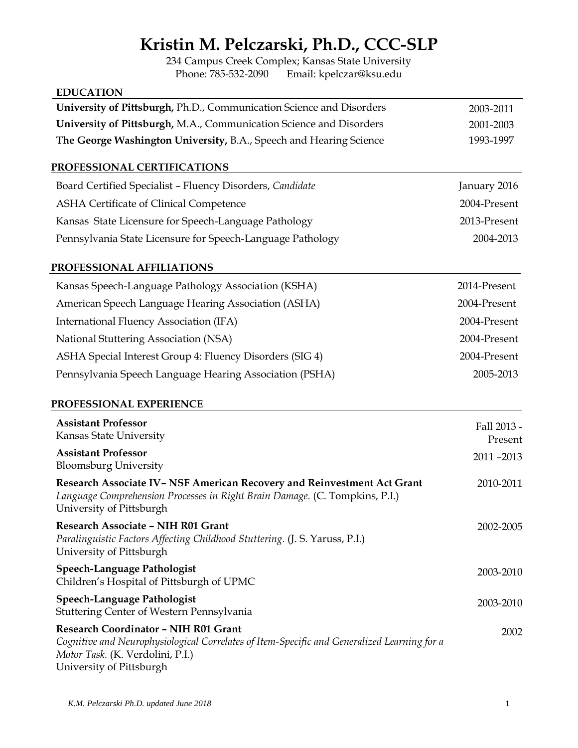# Kristin M. Pelczarski, Ph.D., CCC-SLP

234 Campus Creek Complex; Kansas State University
Phone: 785-532-2090 Email: kpelczar@ksu.edu

## EDUCATION

| | |
|---|---|
| **University of Pittsburgh,** Ph.D., Communication Science and Disorders | 2003-2011 |
| **University of Pittsburgh,** M.A., Communication Science and Disorders | 2001-2003 |
| **The George Washington University,** B.A., Speech and Hearing Science | 1993-1997 |

## PROFESSIONAL CERTIFICATIONS

| | |
|---|---|
| Board Certified Specialist – Fluency Disorders, *Candidate* | January 2016 |
| ASHA Certificate of Clinical Competence | 2004-Present |
| Kansas State Licensure for Speech-Language Pathology | 2013-Present |
| Pennsylvania State Licensure for Speech-Language Pathology | 2004-2013 |

## PROFESSIONAL AFFILIATIONS

| | |
|---|---|
| Kansas Speech-Language Pathology Association (KSHA) | 2014-Present |
| American Speech Language Hearing Association (ASHA) | 2004-Present |
| International Fluency Association (IFA) | 2004-Present |
| National Stuttering Association (NSA) | 2004-Present |
| ASHA Special Interest Group 4: Fluency Disorders (SIG 4) | 2004-Present |
| Pennsylvania Speech Language Hearing Association (PSHA) | 2005-2013 |

## PROFESSIONAL EXPERIENCE

**Assistant Professor** — Fall 2013 - Present
Kansas State University

**Assistant Professor** — 2011 –2013
Bloomsburg University

**Research Associate IV– NSF American Recovery and Reinvestment Act Grant** — 2010-2011
*Language Comprehension Processes in Right Brain Damage.* (C. Tompkins, P.I.)
University of Pittsburgh

**Research Associate – NIH R01 Grant** — 2002-2005
*Paralinguistic Factors Affecting Childhood Stuttering.* (J. S. Yaruss, P.I.)
University of Pittsburgh

**Speech-Language Pathologist** — 2003-2010
Children's Hospital of Pittsburgh of UPMC

**Speech-Language Pathologist** — 2003-2010
Stuttering Center of Western Pennsylvania

**Research Coordinator – NIH R01 Grant** — 2002
*Cognitive and Neurophysiological Correlates of Item-Specific and Generalized Learning for a Motor Task.* (K. Verdolini, P.I.)
University of Pittsburgh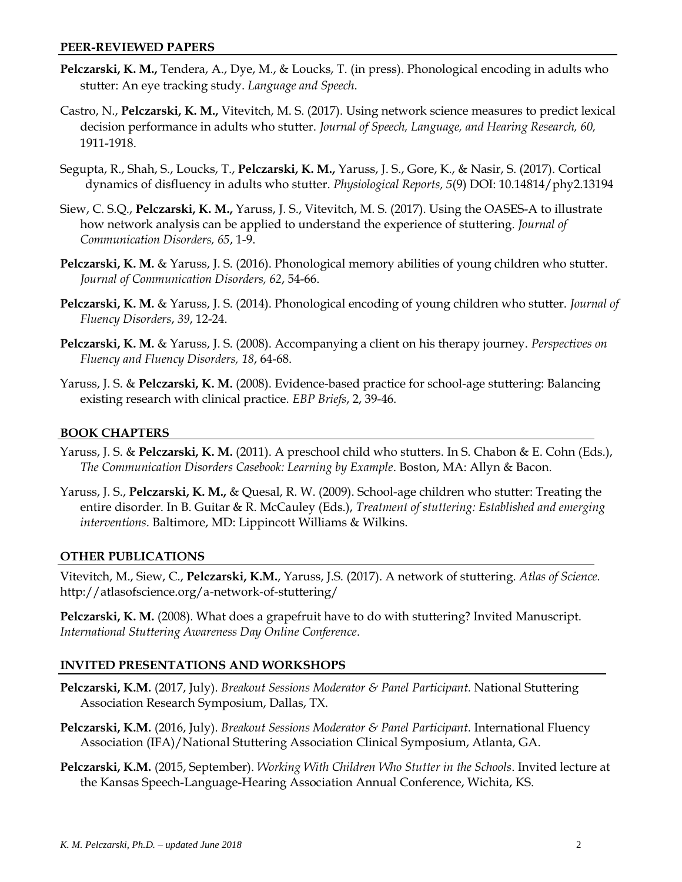## PEER-REVIEWED PAPERS

**Pelczarski, K. M.,** Tendera, A., Dye, M., & Loucks, T. (in press). Phonological encoding in adults who stutter: An eye tracking study. *Language and Speech.*

Castro, N., **Pelczarski, K. M.,** Vitevitch, M. S. (2017). Using network science measures to predict lexical decision performance in adults who stutter. *Journal of Speech, Language, and Hearing Research, 60,* 1911-1918.

Segupta, R., Shah, S., Loucks, T., **Pelczarski, K. M.,** Yaruss, J. S., Gore, K., & Nasir, S. (2017). Cortical dynamics of disfluency in adults who stutter. *Physiological Reports, 5*(9) DOI: 10.14814/phy2.13194

Siew, C. S.Q., **Pelczarski, K. M.,** Yaruss, J. S., Vitevitch, M. S. (2017). Using the OASES-A to illustrate how network analysis can be applied to understand the experience of stuttering. *Journal of Communication Disorders, 65*, 1-9.

**Pelczarski, K. M.** & Yaruss, J. S. (2016). Phonological memory abilities of young children who stutter. *Journal of Communication Disorders, 62*, 54-66.

**Pelczarski, K. M.** & Yaruss, J. S. (2014). Phonological encoding of young children who stutter. *Journal of Fluency Disorders*, *39*, 12-24.

**Pelczarski, K. M.** & Yaruss, J. S. (2008). Accompanying a client on his therapy journey. *Perspectives on Fluency and Fluency Disorders, 18*, 64-68.

Yaruss, J. S. & **Pelczarski, K. M.** (2008). Evidence-based practice for school-age stuttering: Balancing existing research with clinical practice. *EBP Briefs*, 2, 39-46.

## BOOK CHAPTERS

Yaruss, J. S. & **Pelczarski, K. M.** (2011). A preschool child who stutters. In S. Chabon & E. Cohn (Eds.), *The Communication Disorders Casebook: Learning by Example*. Boston, MA: Allyn & Bacon.

Yaruss, J. S., **Pelczarski, K. M.,** & Quesal, R. W. (2009). School-age children who stutter: Treating the entire disorder. In B. Guitar & R. McCauley (Eds.), *Treatment of stuttering: Established and emerging interventions*. Baltimore, MD: Lippincott Williams & Wilkins.

## OTHER PUBLICATIONS

Vitevitch, M., Siew, C., **Pelczarski, K.M.**, Yaruss, J.S. (2017). A network of stuttering. *Atlas of Science.* http://atlasofscience.org/a-network-of-stuttering/

**Pelczarski, K. M.** (2008). What does a grapefruit have to do with stuttering? Invited Manuscript. *International Stuttering Awareness Day Online Conference*.

## INVITED PRESENTATIONS AND WORKSHOPS

**Pelczarski, K.M.** (2017, July). *Breakout Sessions Moderator & Panel Participant.* National Stuttering Association Research Symposium, Dallas, TX.

**Pelczarski, K.M.** (2016, July). *Breakout Sessions Moderator & Panel Participant.* International Fluency Association (IFA)/National Stuttering Association Clinical Symposium, Atlanta, GA.

**Pelczarski, K.M.** (2015, September). *Working With Children Who Stutter in the Schools*. Invited lecture at the Kansas Speech-Language-Hearing Association Annual Conference, Wichita, KS.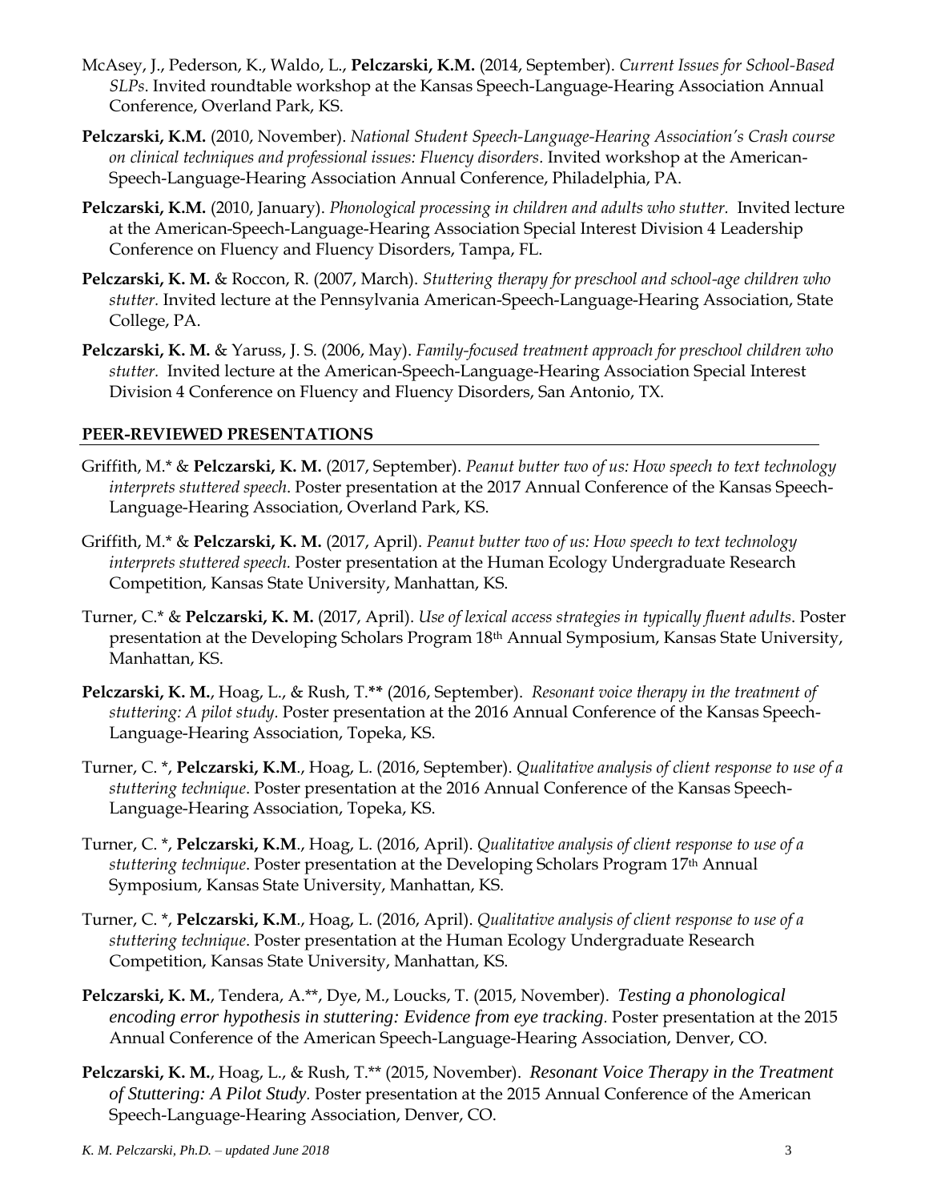McAsey, J., Pederson, K., Waldo, L., **Pelczarski, K.M.** (2014, September). *Current Issues for School-Based SLPs*. Invited roundtable workshop at the Kansas Speech-Language-Hearing Association Annual Conference, Overland Park, KS.

**Pelczarski, K.M.** (2010, November). *National Student Speech-Language-Hearing Association's Crash course on clinical techniques and professional issues: Fluency disorders*. Invited workshop at the American-Speech-Language-Hearing Association Annual Conference, Philadelphia, PA.

**Pelczarski, K.M.** (2010, January). *Phonological processing in children and adults who stutter.* Invited lecture at the American-Speech-Language-Hearing Association Special Interest Division 4 Leadership Conference on Fluency and Fluency Disorders, Tampa, FL.

**Pelczarski, K. M.** & Roccon, R. (2007, March). *Stuttering therapy for preschool and school-age children who stutter.* Invited lecture at the Pennsylvania American-Speech-Language-Hearing Association, State College, PA.

**Pelczarski, K. M.** & Yaruss, J. S. (2006, May). *Family-focused treatment approach for preschool children who stutter.* Invited lecture at the American-Speech-Language-Hearing Association Special Interest Division 4 Conference on Fluency and Fluency Disorders, San Antonio, TX.

## PEER-REVIEWED PRESENTATIONS

Griffith, M.* & **Pelczarski, K. M.** (2017, September). *Peanut butter two of us: How speech to text technology interprets stuttered speech*. Poster presentation at the 2017 Annual Conference of the Kansas Speech-Language-Hearing Association, Overland Park, KS.

Griffith, M.* & **Pelczarski, K. M.** (2017, April). *Peanut butter two of us: How speech to text technology interprets stuttered speech.* Poster presentation at the Human Ecology Undergraduate Research Competition, Kansas State University, Manhattan, KS.

Turner, C.* & **Pelczarski, K. M.** (2017, April). *Use of lexical access strategies in typically fluent adults*. Poster presentation at the Developing Scholars Program 18th Annual Symposium, Kansas State University, Manhattan, KS.

**Pelczarski, K. M.**, Hoag, L., & Rush, T.** (2016, September). *Resonant voice therapy in the treatment of stuttering: A pilot study*. Poster presentation at the 2016 Annual Conference of the Kansas Speech-Language-Hearing Association, Topeka, KS.

Turner, C. *, **Pelczarski, K.M**., Hoag, L. (2016, September). *Qualitative analysis of client response to use of a stuttering technique*. Poster presentation at the 2016 Annual Conference of the Kansas Speech-Language-Hearing Association, Topeka, KS.

Turner, C. *, **Pelczarski, K.M**., Hoag, L. (2016, April). *Qualitative analysis of client response to use of a stuttering technique*. Poster presentation at the Developing Scholars Program 17th Annual Symposium, Kansas State University, Manhattan, KS.

Turner, C. *, **Pelczarski, K.M**., Hoag, L. (2016, April). *Qualitative analysis of client response to use of a stuttering technique*. Poster presentation at the Human Ecology Undergraduate Research Competition, Kansas State University, Manhattan, KS.

**Pelczarski, K. M.**, Tendera, A.**, Dye, M., Loucks, T. (2015, November). *Testing a phonological encoding error hypothesis in stuttering: Evidence from eye tracking*. Poster presentation at the 2015 Annual Conference of the American Speech-Language-Hearing Association, Denver, CO.

**Pelczarski, K. M.**, Hoag, L., & Rush, T.** (2015, November). *Resonant Voice Therapy in the Treatment of Stuttering: A Pilot Study*. Poster presentation at the 2015 Annual Conference of the American Speech-Language-Hearing Association, Denver, CO.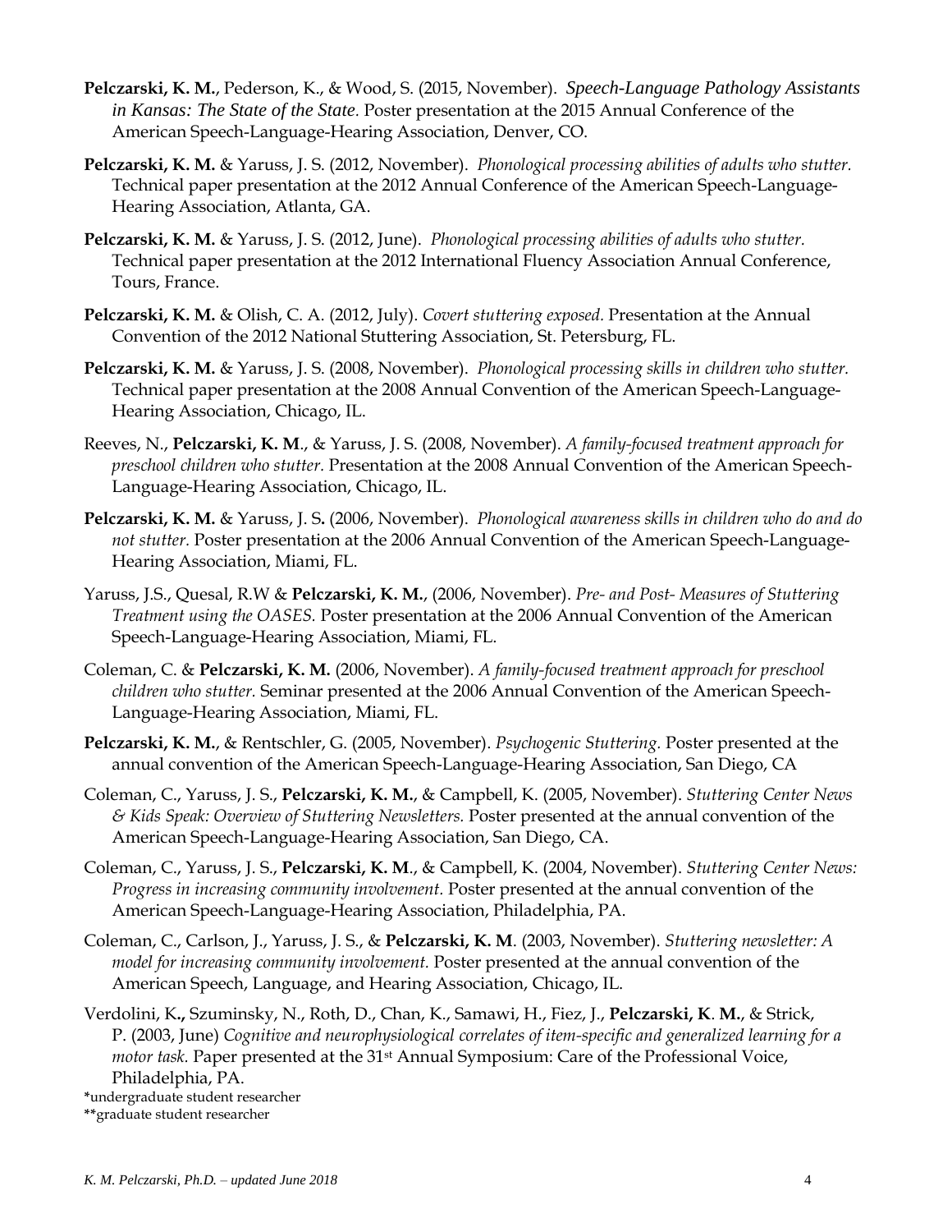**Pelczarski, K. M.**, Pederson, K., & Wood, S. (2015, November). *Speech-Language Pathology Assistants in Kansas: The State of the State.* Poster presentation at the 2015 Annual Conference of the American Speech-Language-Hearing Association, Denver, CO.

**Pelczarski, K. M.** & Yaruss, J. S. (2012, November). *Phonological processing abilities of adults who stutter.* Technical paper presentation at the 2012 Annual Conference of the American Speech-Language-Hearing Association, Atlanta, GA.

**Pelczarski, K. M.** & Yaruss, J. S. (2012, June). *Phonological processing abilities of adults who stutter.* Technical paper presentation at the 2012 International Fluency Association Annual Conference, Tours, France.

**Pelczarski, K. M.** & Olish, C. A. (2012, July). *Covert stuttering exposed.* Presentation at the Annual Convention of the 2012 National Stuttering Association, St. Petersburg, FL.

**Pelczarski, K. M.** & Yaruss, J. S. (2008, November). *Phonological processing skills in children who stutter.* Technical paper presentation at the 2008 Annual Convention of the American Speech-Language-Hearing Association, Chicago, IL.

Reeves, N., **Pelczarski, K. M**., & Yaruss, J. S. (2008, November). *A family-focused treatment approach for preschool children who stutter.* Presentation at the 2008 Annual Convention of the American Speech-Language-Hearing Association, Chicago, IL.

**Pelczarski, K. M.** & Yaruss, J. S. (2006, November). *Phonological awareness skills in children who do and do not stutter.* Poster presentation at the 2006 Annual Convention of the American Speech-Language-Hearing Association, Miami, FL.

Yaruss, J.S., Quesal, R.W & **Pelczarski, K. M.**, (2006, November). *Pre- and Post- Measures of Stuttering Treatment using the OASES.* Poster presentation at the 2006 Annual Convention of the American Speech-Language-Hearing Association, Miami, FL.

Coleman, C. & **Pelczarski, K. M.** (2006, November). *A family-focused treatment approach for preschool children who stutter.* Seminar presented at the 2006 Annual Convention of the American Speech-Language-Hearing Association, Miami, FL.

**Pelczarski, K. M.**, & Rentschler, G. (2005, November). *Psychogenic Stuttering.* Poster presented at the annual convention of the American Speech-Language-Hearing Association, San Diego, CA

Coleman, C., Yaruss, J. S., **Pelczarski, K. M.**, & Campbell, K. (2005, November). *Stuttering Center News & Kids Speak: Overview of Stuttering Newsletters.* Poster presented at the annual convention of the American Speech-Language-Hearing Association, San Diego, CA.

Coleman, C., Yaruss, J. S., **Pelczarski, K. M**., & Campbell, K. (2004, November). *Stuttering Center News: Progress in increasing community involvement.* Poster presented at the annual convention of the American Speech-Language-Hearing Association, Philadelphia, PA.

Coleman, C., Carlson, J., Yaruss, J. S., & **Pelczarski, K. M**. (2003, November). *Stuttering newsletter: A model for increasing community involvement.* Poster presented at the annual convention of the American Speech, Language, and Hearing Association, Chicago, IL.

Verdolini, K**.,** Szuminsky, N., Roth, D., Chan, K., Samawi, H., Fiez, J., **Pelczarski, K**. **M.**, & Strick, P. (2003, June) *Cognitive and neurophysiological correlates of item-specific and generalized learning for a motor task.* Paper presented at the 31st Annual Symposium: Care of the Professional Voice, Philadelphia, PA.

**\***undergraduate student researcher
**\*\***graduate student researcher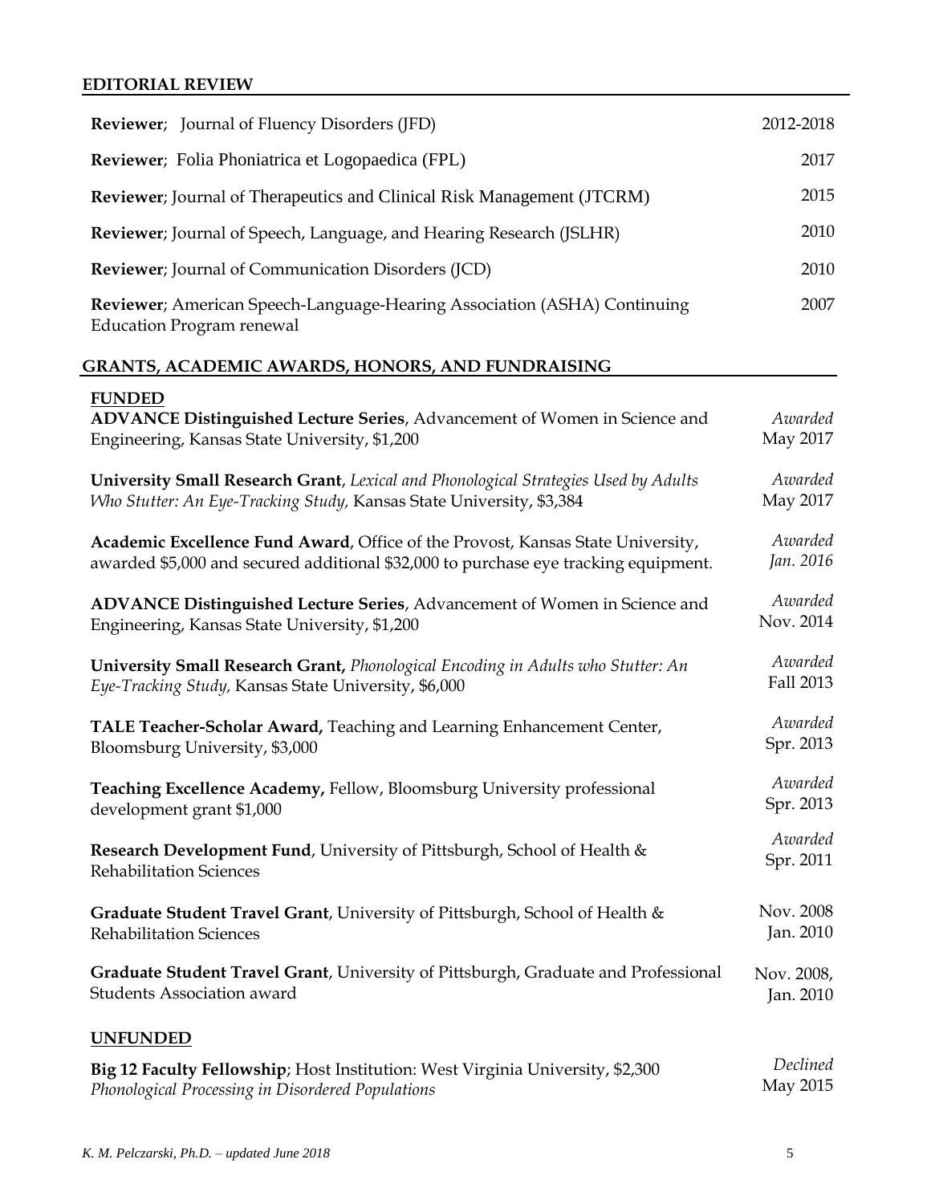## EDITORIAL REVIEW

**Reviewer**; Journal of Fluency Disorders (JFD) 2012-2018

**Reviewer**; Folia Phoniatrica et Logopaedica (FPL) 2017

**Reviewer**; Journal of Therapeutics and Clinical Risk Management (JTCRM) 2015

**Reviewer**; Journal of Speech, Language, and Hearing Research (JSLHR) 2010

**Reviewer**; Journal of Communication Disorders (JCD) 2010

**Reviewer**; American Speech-Language-Hearing Association (ASHA) Continuing Education Program renewal 2007

## GRANTS, ACADEMIC AWARDS, HONORS, AND FUNDRAISING

### FUNDED

**ADVANCE Distinguished Lecture Series**, Advancement of Women in Science and Engineering, Kansas State University, $1,200 — *Awarded* May 2017

**University Small Research Grant**, *Lexical and Phonological Strategies Used by Adults Who Stutter: An Eye-Tracking Study,* Kansas State University, $3,384 — *Awarded* May 2017

**Academic Excellence Fund Award**, Office of the Provost, Kansas State University, awarded $5,000 and secured additional $32,000 to purchase eye tracking equipment. — *Awarded Jan. 2016*

**ADVANCE Distinguished Lecture Series**, Advancement of Women in Science and Engineering, Kansas State University, $1,200 — *Awarded* Nov. 2014

**University Small Research Grant,** *Phonological Encoding in Adults who Stutter: An Eye-Tracking Study,* Kansas State University, $6,000 — *Awarded* Fall 2013

**TALE Teacher-Scholar Award,** Teaching and Learning Enhancement Center, Bloomsburg University, $3,000 — *Awarded* Spr. 2013

**Teaching Excellence Academy,** Fellow, Bloomsburg University professional development grant $1,000 — *Awarded* Spr. 2013

**Research Development Fund**, University of Pittsburgh, School of Health & Rehabilitation Sciences — *Awarded* Spr. 2011

**Graduate Student Travel Grant**, University of Pittsburgh, School of Health & Rehabilitation Sciences — Nov. 2008, Jan. 2010

**Graduate Student Travel Grant**, University of Pittsburgh, Graduate and Professional Students Association award — Nov. 2008, Jan. 2010

### UNFUNDED

**Big 12 Faculty Fellowship**; Host Institution: West Virginia University, $2,300 *Phonological Processing in Disordered Populations* — *Declined* May 2015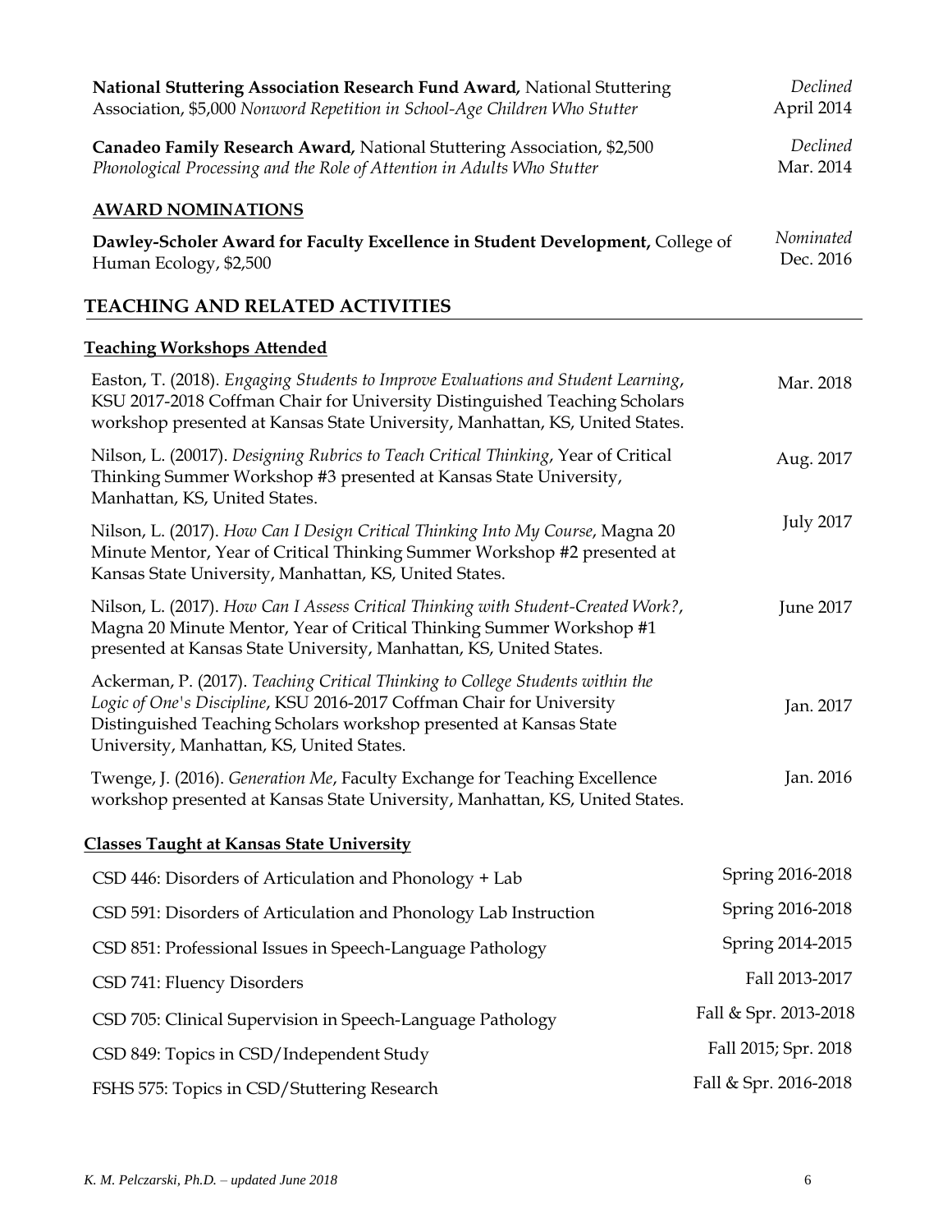**National Stuttering Association Research Fund Award,** National Stuttering Association, $5,000 *Nonword Repetition in School-Age Children Who Stutter* — *Declined* April 2014

**Canadeo Family Research Award,** National Stuttering Association, $2,500 *Phonological Processing and the Role of Attention in Adults Who Stutter* — *Declined* Mar. 2014

### AWARD NOMINATIONS

**Dawley-Scholer Award for Faculty Excellence in Student Development,** College of Human Ecology, $2,500 — *Nominated* Dec. 2016

## TEACHING AND RELATED ACTIVITIES

### Teaching Workshops Attended

Easton, T. (2018). *Engaging Students to Improve Evaluations and Student Learning*, KSU 2017-2018 Coffman Chair for University Distinguished Teaching Scholars workshop presented at Kansas State University, Manhattan, KS, United States. — Mar. 2018

Nilson, L. (20017). *Designing Rubrics to Teach Critical Thinking*, Year of Critical Thinking Summer Workshop #3 presented at Kansas State University, Manhattan, KS, United States. — Aug. 2017

Nilson, L. (2017). *How Can I Design Critical Thinking Into My Course*, Magna 20 Minute Mentor, Year of Critical Thinking Summer Workshop #2 presented at Kansas State University, Manhattan, KS, United States. — July 2017

Nilson, L. (2017). *How Can I Assess Critical Thinking with Student-Created Work?*, Magna 20 Minute Mentor, Year of Critical Thinking Summer Workshop #1 presented at Kansas State University, Manhattan, KS, United States. — June 2017

Ackerman, P. (2017). *Teaching Critical Thinking to College Students within the Logic of One's Discipline*, KSU 2016-2017 Coffman Chair for University Distinguished Teaching Scholars workshop presented at Kansas State University, Manhattan, KS, United States. — Jan. 2017

Twenge, J. (2016). *Generation Me*, Faculty Exchange for Teaching Excellence workshop presented at Kansas State University, Manhattan, KS, United States. — Jan. 2016

### Classes Taught at Kansas State University

| Course | Term |
|---|---|
| CSD 446: Disorders of Articulation and Phonology + Lab | Spring 2016-2018 |
| CSD 591: Disorders of Articulation and Phonology Lab Instruction | Spring 2016-2018 |
| CSD 851: Professional Issues in Speech-Language Pathology | Spring 2014-2015 |
| CSD 741: Fluency Disorders | Fall 2013-2017 |
| CSD 705: Clinical Supervision in Speech-Language Pathology | Fall & Spr. 2013-2018 |
| CSD 849: Topics in CSD/Independent Study | Fall 2015; Spr. 2018 |
| FSHS 575: Topics in CSD/Stuttering Research | Fall & Spr. 2016-2018 |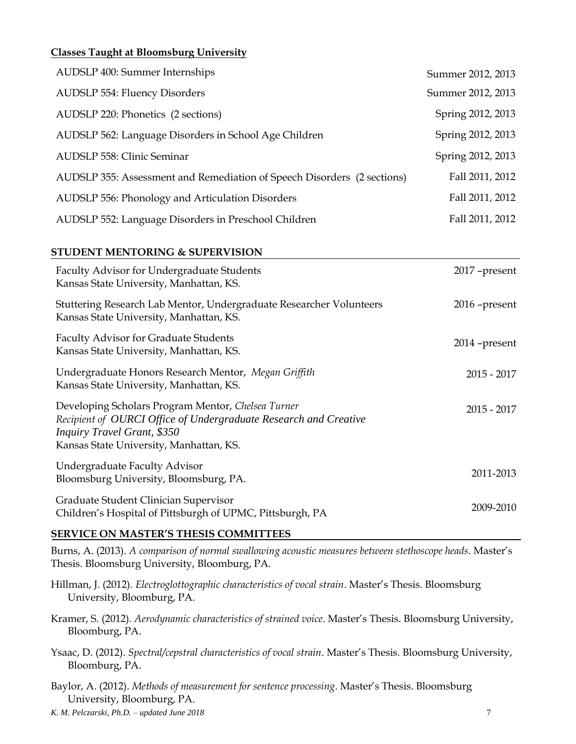**Classes Taught at Bloomsburg University**

| | |
|---|---|
| AUDSLP 400: Summer Internships | Summer 2012, 2013 |
| AUDSLP 554: Fluency Disorders | Summer 2012, 2013 |
| AUDSLP 220: Phonetics (2 sections) | Spring 2012, 2013 |
| AUDSLP 562: Language Disorders in School Age Children | Spring 2012, 2013 |
| AUDSLP 558: Clinic Seminar | Spring 2012, 2013 |
| AUDSLP 355: Assessment and Remediation of Speech Disorders (2 sections) | Fall 2011, 2012 |
| AUDSLP 556: Phonology and Articulation Disorders | Fall 2011, 2012 |
| AUDSLP 552: Language Disorders in Preschool Children | Fall 2011, 2012 |

## STUDENT MENTORING & SUPERVISION

Faculty Advisor for Undergraduate Students — 2017 –present
Kansas State University, Manhattan, KS.

Stuttering Research Lab Mentor, Undergraduate Researcher Volunteers — 2016 –present
Kansas State University, Manhattan, KS.

Faculty Advisor for Graduate Students — 2014 –present
Kansas State University, Manhattan, KS.

Undergraduate Honors Research Mentor, *Megan Griffith* — 2015 - 2017
Kansas State University, Manhattan, KS.

Developing Scholars Program Mentor, *Chelsea Turner* — 2015 - 2017
*Recipient of OURCI Office of Undergraduate Research and Creative Inquiry Travel Grant, $350*
Kansas State University, Manhattan, KS.

Undergraduate Faculty Advisor — 2011-2013
Bloomsburg University, Bloomsburg, PA.

Graduate Student Clinician Supervisor — 2009-2010
Children's Hospital of Pittsburgh of UPMC, Pittsburgh, PA

## SERVICE ON MASTER'S THESIS COMMITTEES

Burns, A. (2013). *A comparison of normal swallowing acoustic measures between stethoscope heads*. Master's Thesis. Bloomsburg University, Bloomburg, PA.

Hillman, J. (2012). *Electroglottographic characteristics of vocal strain*. Master's Thesis. Bloomsburg University, Bloomburg, PA.

Kramer, S. (2012). *Aerodynamic characteristics of strained voice*. Master's Thesis. Bloomsburg University, Bloomburg, PA.

Ysaac, D. (2012). *Spectral/cepstral characteristics of vocal strain*. Master's Thesis. Bloomsburg University, Bloomburg, PA.

Baylor, A. (2012). *Methods of measurement for sentence processing*. Master's Thesis. Bloomsburg University, Bloomburg, PA.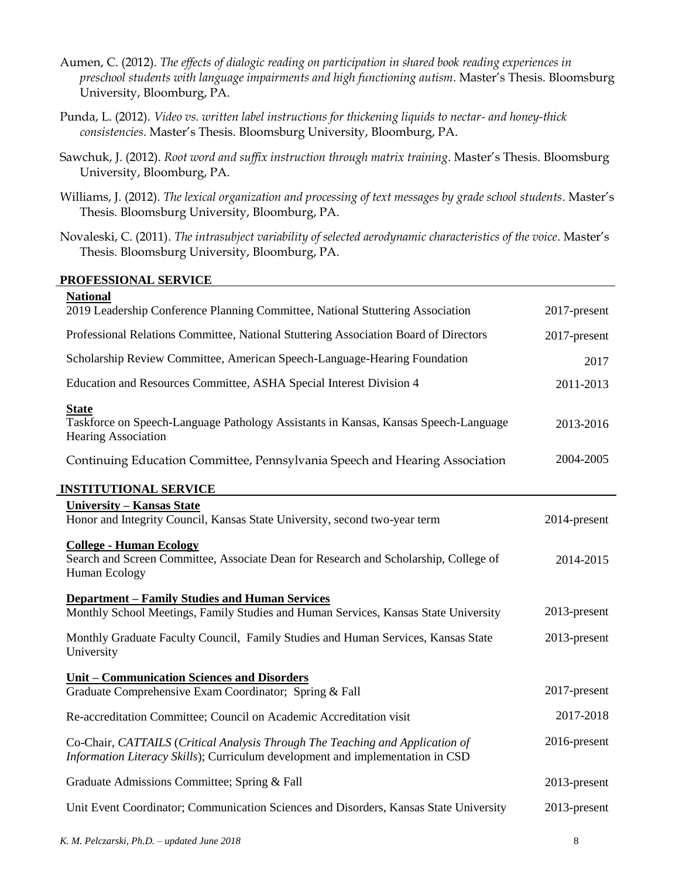Aumen, C. (2012). *The effects of dialogic reading on participation in shared book reading experiences in preschool students with language impairments and high functioning autism*. Master's Thesis. Bloomsburg University, Bloomburg, PA.

Punda, L. (2012). *Video vs. written label instructions for thickening liquids to nectar- and honey-thick consistencies*. Master's Thesis. Bloomsburg University, Bloomburg, PA.

Sawchuk, J. (2012). *Root word and suffix instruction through matrix training*. Master's Thesis. Bloomsburg University, Bloomburg, PA.

Williams, J. (2012). *The lexical organization and processing of text messages by grade school students*. Master's Thesis. Bloomsburg University, Bloomburg, PA.

Novaleski, C. (2011). *The intrasubject variability of selected aerodynamic characteristics of the voice*. Master's Thesis. Bloomsburg University, Bloomburg, PA.

## PROFESSIONAL SERVICE

**National**

| | |
|---|---|
| 2019 Leadership Conference Planning Committee, National Stuttering Association | 2017-present |
| Professional Relations Committee, National Stuttering Association Board of Directors | 2017-present |
| Scholarship Review Committee, American Speech-Language-Hearing Foundation | 2017 |
| Education and Resources Committee, ASHA Special Interest Division 4 | 2011-2013 |

**State**

| | |
|---|---|
| Taskforce on Speech-Language Pathology Assistants in Kansas, Kansas Speech-Language Hearing Association | 2013-2016 |
| Continuing Education Committee, Pennsylvania Speech and Hearing Association | 2004-2005 |

## INSTITUTIONAL SERVICE

**University – Kansas State**

| | |
|---|---|
| Honor and Integrity Council, Kansas State University, second two-year term | 2014-present |

**College - Human Ecology**

| | |
|---|---|
| Search and Screen Committee, Associate Dean for Research and Scholarship, College of Human Ecology | 2014-2015 |

**Department – Family Studies and Human Services**

| | |
|---|---|
| Monthly School Meetings, Family Studies and Human Services, Kansas State University | 2013-present |
| Monthly Graduate Faculty Council, Family Studies and Human Services, Kansas State University | 2013-present |

**Unit – Communication Sciences and Disorders**

| | |
|---|---|
| Graduate Comprehensive Exam Coordinator; Spring & Fall | 2017-present |
| Re-accreditation Committee; Council on Academic Accreditation visit | 2017-2018 |
| Co-Chair, *CATTAILS* (*Critical Analysis Through The Teaching and Application of Information Literacy Skills*); Curriculum development and implementation in CSD | 2016-present |
| Graduate Admissions Committee; Spring & Fall | 2013-present |
| Unit Event Coordinator; Communication Sciences and Disorders, Kansas State University | 2013-present |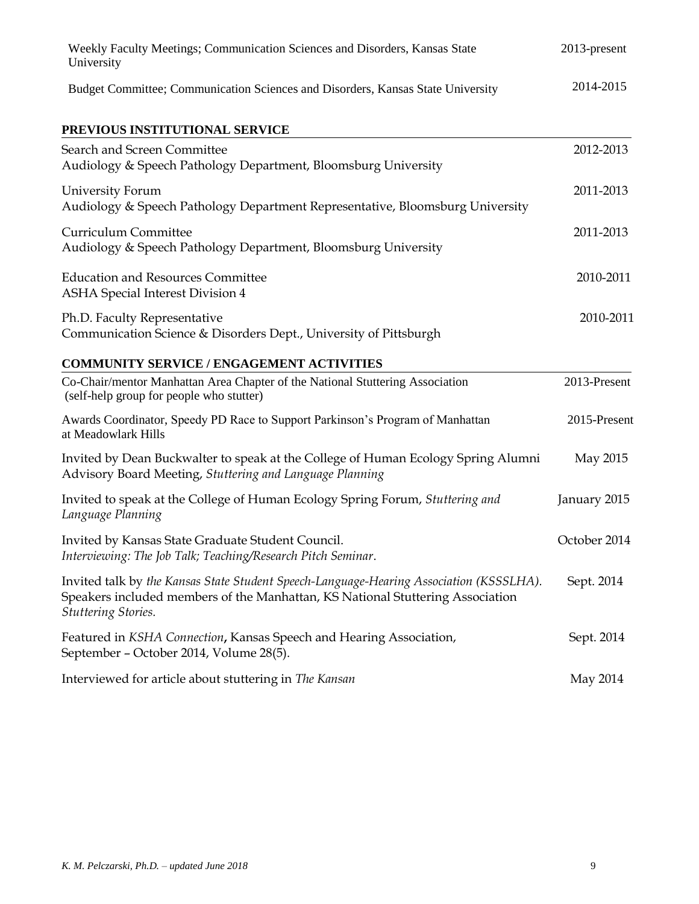Weekly Faculty Meetings; Communication Sciences and Disorders, Kansas State University — 2013-present

Budget Committee; Communication Sciences and Disorders, Kansas State University — 2014-2015

## PREVIOUS INSTITUTIONAL SERVICE

Search and Screen Committee — 2012-2013
Audiology & Speech Pathology Department, Bloomsburg University

University Forum — 2011-2013
Audiology & Speech Pathology Department Representative, Bloomsburg University

Curriculum Committee — 2011-2013
Audiology & Speech Pathology Department, Bloomsburg University

Education and Resources Committee — 2010-2011
ASHA Special Interest Division 4

Ph.D. Faculty Representative — 2010-2011
Communication Science & Disorders Dept., University of Pittsburgh

## COMMUNITY SERVICE / ENGAGEMENT ACTIVITIES

Co-Chair/mentor Manhattan Area Chapter of the National Stuttering Association (self-help group for people who stutter) — 2013-Present

Awards Coordinator, Speedy PD Race to Support Parkinson's Program of Manhattan at Meadowlark Hills — 2015-Present

Invited by Dean Buckwalter to speak at the College of Human Ecology Spring Alumni Advisory Board Meeting, *Stuttering and Language Planning* — May 2015

Invited to speak at the College of Human Ecology Spring Forum, *Stuttering and Language Planning* — January 2015

Invited by Kansas State Graduate Student Council. *Interviewing: The Job Talk; Teaching/Research Pitch Seminar*. — October 2014

Invited talk by *the Kansas State Student Speech-Language-Hearing Association (KSSSLHA).* Speakers included members of the Manhattan, KS National Stuttering Association *Stuttering Stories.* — Sept. 2014

Featured in *KSHA Connection*, Kansas Speech and Hearing Association, September – October 2014, Volume 28(5). — Sept. 2014

Interviewed for article about stuttering in *The Kansan* — May 2014